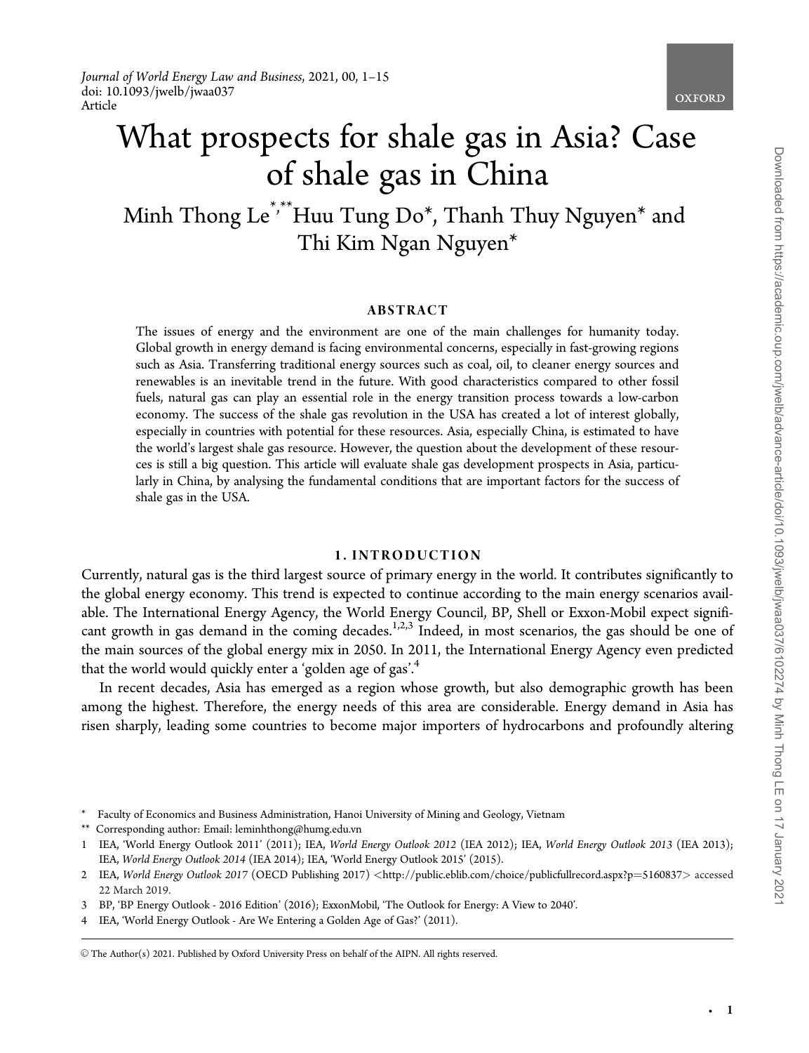# What prospects for shale gas in Asia? Case of shale gas in China

Minh Thong Le[*,**] Huu Tung Do[*], Thanh Thuy Nguyen[*] and Thi Kim Ngan Nguyen[*]

## ABSTRACT

The issues of energy and the environment are one of the main challenges for humanity today. Global growth in energy demand is facing environmental concerns, especially in fast-growing regions such as Asia. Transferring traditional energy sources such as coal, oil, to cleaner energy sources and renewables is an inevitable trend in the future. With good characteristics compared to other fossil fuels, natural gas can play an essential role in the energy transition process towards a low-carbon economy. The success of the shale gas revolution in the USA has created a lot of interest globally, especially in countries with potential for these resources. Asia, especially China, is estimated to have the world's largest shale gas resource. However, the question about the development of these resources is still a big question. This article will evaluate shale gas development prospects in Asia, particularly in China, by analysing the fundamental conditions that are important factors for the success of shale gas in the USA.

## 1. INTRODUCTION

Currently, natural gas is the third largest source of primary energy in the world. It contributes significantly to the global energy economy. This trend is expected to continue according to the main energy scenarios available. The International Energy Agency, the World Energy Council, BP, Shell or Exxon-Mobil expect significant growth in gas demand in the coming decades.[1,2,3] Indeed, in most scenarios, the gas should be one of the main sources of the global energy mix in 2050. In 2011, the International Energy Agency even predicted that the world would quickly enter a 'golden age of gas'.[4]

In recent decades, Asia has emerged as a region whose growth, but also demographic growth has been among the highest. Therefore, the energy needs of this area are considerable. Energy demand in Asia has risen sharply, leading some countries to become major importers of hydrocarbons and profoundly altering

---

\* Faculty of Economics and Business Administration, Hanoi University of Mining and Geology, Vietnam

\*\* Corresponding author: Email: leminhthong@humg.edu.vn

1 IEA, 'World Energy Outlook 2011' (2011); IEA, *World Energy Outlook 2012* (IEA 2012); IEA, *World Energy Outlook 2013* (IEA 2013); IEA, *World Energy Outlook 2014* (IEA 2014); IEA, 'World Energy Outlook 2015' (2015).

2 IEA, *World Energy Outlook 2017* (OECD Publishing 2017) <http://public.eblib.com/choice/publicfullrecord.aspx?p=5160837> accessed 22 March 2019.

3 BP, 'BP Energy Outlook - 2016 Edition' (2016); ExxonMobil, 'The Outlook for Energy: A View to 2040'.

4 IEA, 'World Energy Outlook - Are We Entering a Golden Age of Gas?' (2011).

© The Author(s) 2021. Published by Oxford University Press on behalf of the AIPN. All rights reserved.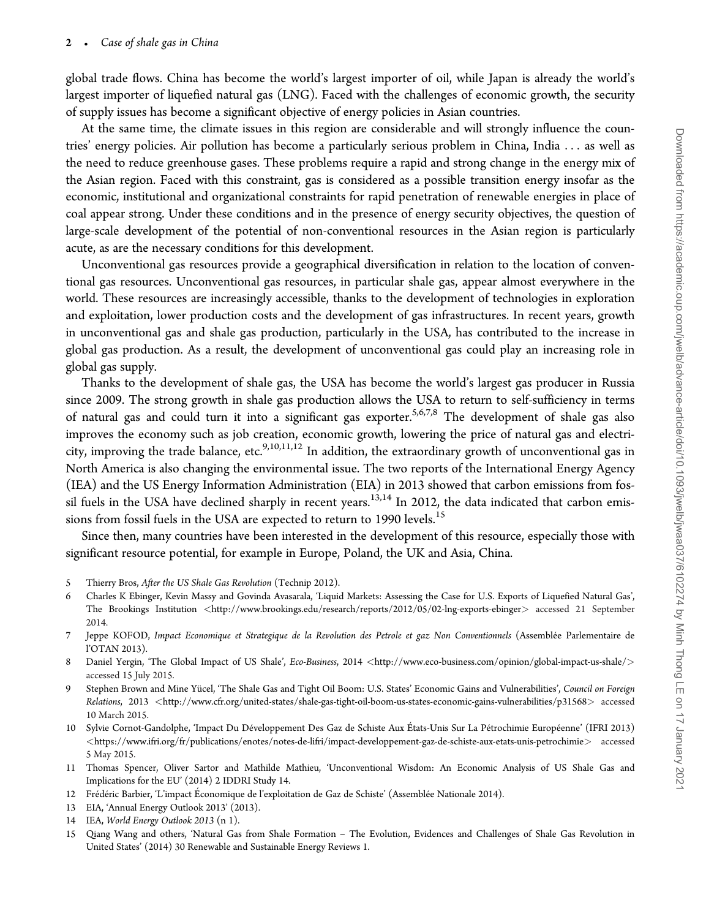global trade flows. China has become the world's largest importer of oil, while Japan is already the world's largest importer of liquefied natural gas (LNG). Faced with the challenges of economic growth, the security of supply issues has become a significant objective of energy policies in Asian countries.

At the same time, the climate issues in this region are considerable and will strongly influence the countries' energy policies. Air pollution has become a particularly serious problem in China, India . . . as well as the need to reduce greenhouse gases. These problems require a rapid and strong change in the energy mix of the Asian region. Faced with this constraint, gas is considered as a possible transition energy insofar as the economic, institutional and organizational constraints for rapid penetration of renewable energies in place of coal appear strong. Under these conditions and in the presence of energy security objectives, the question of large-scale development of the potential of non-conventional resources in the Asian region is particularly acute, as are the necessary conditions for this development.

Unconventional gas resources provide a geographical diversification in relation to the location of conventional gas resources. Unconventional gas resources, in particular shale gas, appear almost everywhere in the world. These resources are increasingly accessible, thanks to the development of technologies in exploration and exploitation, lower production costs and the development of gas infrastructures. In recent years, growth in unconventional gas and shale gas production, particularly in the USA, has contributed to the increase in global gas production. As a result, the development of unconventional gas could play an increasing role in global gas supply.

Thanks to the development of shale gas, the USA has become the world's largest gas producer in Russia since 2009. The strong growth in shale gas production allows the USA to return to self-sufficiency in terms of natural gas and could turn it into a significant gas exporter.[5,6,7,8] The development of shale gas also improves the economy such as job creation, economic growth, lowering the price of natural gas and electricity, improving the trade balance, etc.[9,10,11,12] In addition, the extraordinary growth of unconventional gas in North America is also changing the environmental issue. The two reports of the International Energy Agency (IEA) and the US Energy Information Administration (EIA) in 2013 showed that carbon emissions from fossil fuels in the USA have declined sharply in recent years.[13,14] In 2012, the data indicated that carbon emissions from fossil fuels in the USA are expected to return to 1990 levels.[15]

Since then, many countries have been interested in the development of this resource, especially those with significant resource potential, for example in Europe, Poland, the UK and Asia, China.

5 Thierry Bros, *After the US Shale Gas Revolution* (Technip 2012).

6 Charles K Ebinger, Kevin Massy and Govinda Avasarala, 'Liquid Markets: Assessing the Case for U.S. Exports of Liquefied Natural Gas', The Brookings Institution <http://www.brookings.edu/research/reports/2012/05/02-lng-exports-ebinger> accessed 21 September 2014.

7 Jeppe KOFOD, *Impact Economique et Strategique de la Revolution des Petrole et gaz Non Conventionnels* (Assemblée Parlementaire de l'OTAN 2013).

8 Daniel Yergin, 'The Global Impact of US Shale', *Eco-Business*, 2014 <http://www.eco-business.com/opinion/global-impact-us-shale/> accessed 15 July 2015.

9 Stephen Brown and Mine Yücel, 'The Shale Gas and Tight Oil Boom: U.S. States' Economic Gains and Vulnerabilities', *Council on Foreign Relations*, 2013 <http://www.cfr.org/united-states/shale-gas-tight-oil-boom-us-states-economic-gains-vulnerabilities/p31568> accessed 10 March 2015.

10 Sylvie Cornot-Gandolphe, 'Impact Du Développement Des Gaz de Schiste Aux États-Unis Sur La Pétrochimie Européenne' (IFRI 2013) <https://www.ifri.org/fr/publications/enotes/notes-de-lifri/impact-developpement-gaz-de-schiste-aux-etats-unis-petrochimie> accessed 5 May 2015.

11 Thomas Spencer, Oliver Sartor and Mathilde Mathieu, 'Unconventional Wisdom: An Economic Analysis of US Shale Gas and Implications for the EU' (2014) 2 IDDRI Study 14.

12 Frédéric Barbier, 'L'impact Économique de l'exploitation de Gaz de Schiste' (Assemblée Nationale 2014).

13 EIA, 'Annual Energy Outlook 2013' (2013).

14 IEA, *World Energy Outlook 2013* (n 1).

15 Qiang Wang and others, 'Natural Gas from Shale Formation – The Evolution, Evidences and Challenges of Shale Gas Revolution in United States' (2014) 30 Renewable and Sustainable Energy Reviews 1.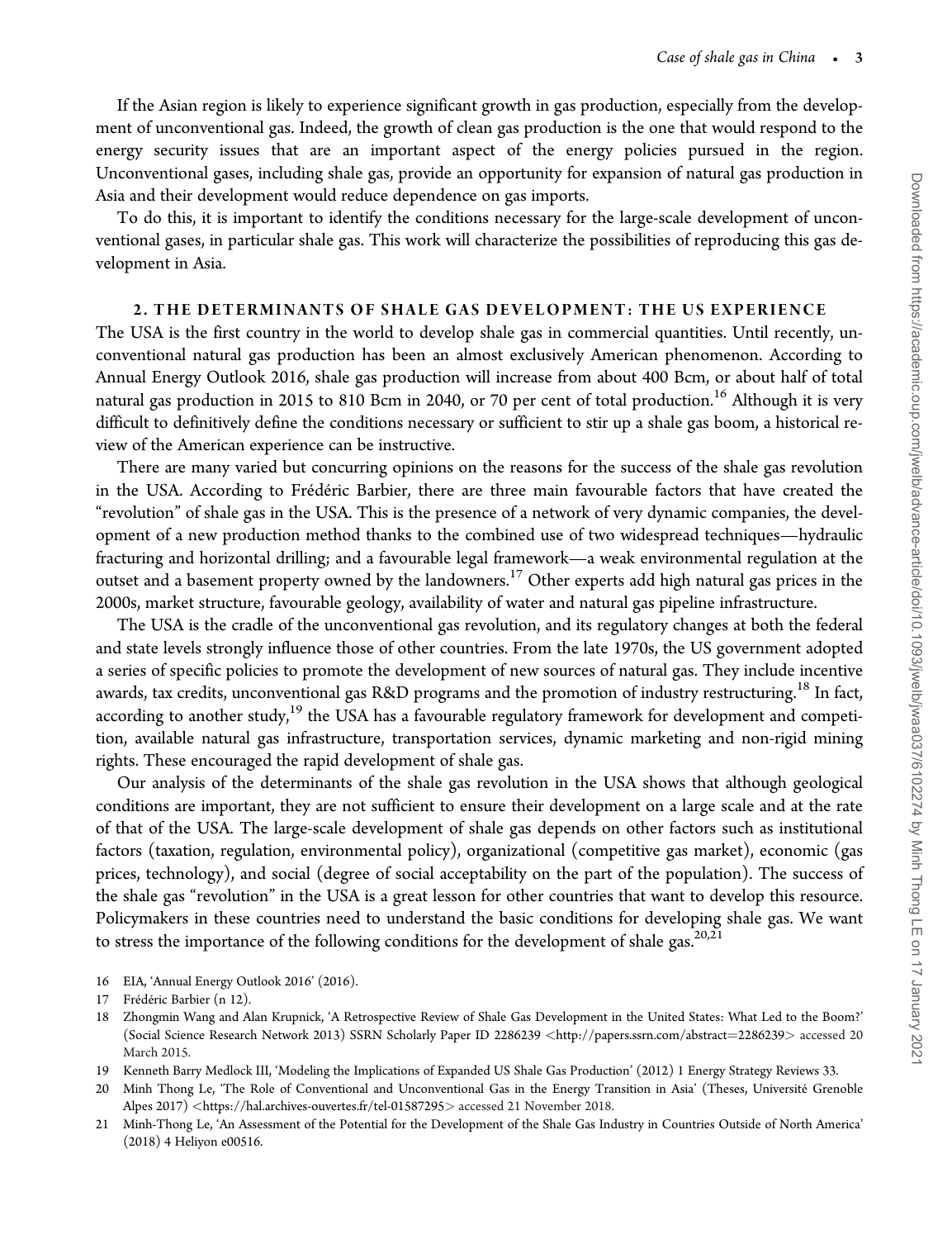If the Asian region is likely to experience significant growth in gas production, especially from the development of unconventional gas. Indeed, the growth of clean gas production is the one that would respond to the energy security issues that are an important aspect of the energy policies pursued in the region. Unconventional gases, including shale gas, provide an opportunity for expansion of natural gas production in Asia and their development would reduce dependence on gas imports.

To do this, it is important to identify the conditions necessary for the large-scale development of unconventional gases, in particular shale gas. This work will characterize the possibilities of reproducing this gas development in Asia.

## 2. THE DETERMINANTS OF SHALE GAS DEVELOPMENT: THE US EXPERIENCE

The USA is the first country in the world to develop shale gas in commercial quantities. Until recently, unconventional natural gas production has been an almost exclusively American phenomenon. According to Annual Energy Outlook 2016, shale gas production will increase from about 400 Bcm, or about half of total natural gas production in 2015 to 810 Bcm in 2040, or 70 per cent of total production.[16] Although it is very difficult to definitively define the conditions necessary or sufficient to stir up a shale gas boom, a historical review of the American experience can be instructive.

There are many varied but concurring opinions on the reasons for the success of the shale gas revolution in the USA. According to Frédéric Barbier, there are three main favourable factors that have created the "revolution" of shale gas in the USA. This is the presence of a network of very dynamic companies, the development of a new production method thanks to the combined use of two widespread techniques—hydraulic fracturing and horizontal drilling; and a favourable legal framework—a weak environmental regulation at the outset and a basement property owned by the landowners.[17] Other experts add high natural gas prices in the 2000s, market structure, favourable geology, availability of water and natural gas pipeline infrastructure.

The USA is the cradle of the unconventional gas revolution, and its regulatory changes at both the federal and state levels strongly influence those of other countries. From the late 1970s, the US government adopted a series of specific policies to promote the development of new sources of natural gas. They include incentive awards, tax credits, unconventional gas R&D programs and the promotion of industry restructuring.[18] In fact, according to another study,[19] the USA has a favourable regulatory framework for development and competition, available natural gas infrastructure, transportation services, dynamic marketing and non-rigid mining rights. These encouraged the rapid development of shale gas.

Our analysis of the determinants of the shale gas revolution in the USA shows that although geological conditions are important, they are not sufficient to ensure their development on a large scale and at the rate of that of the USA. The large-scale development of shale gas depends on other factors such as institutional factors (taxation, regulation, environmental policy), organizational (competitive gas market), economic (gas prices, technology), and social (degree of social acceptability on the part of the population). The success of the shale gas "revolution" in the USA is a great lesson for other countries that want to develop this resource. Policymakers in these countries need to understand the basic conditions for developing shale gas. We want to stress the importance of the following conditions for the development of shale gas.[20,21]

16 EIA, 'Annual Energy Outlook 2016' (2016).

17 Frédéric Barbier (n 12).

18 Zhongmin Wang and Alan Krupnick, 'A Retrospective Review of Shale Gas Development in the United States: What Led to the Boom?' (Social Science Research Network 2013) SSRN Scholarly Paper ID 2286239 <http://papers.ssrn.com/abstract=2286239> accessed 20 March 2015.

19 Kenneth Barry Medlock III, 'Modeling the Implications of Expanded US Shale Gas Production' (2012) 1 Energy Strategy Reviews 33.

20 Minh Thong Le, 'The Role of Conventional and Unconventional Gas in the Energy Transition in Asia' (Theses, Université Grenoble Alpes 2017) <https://hal.archives-ouvertes.fr/tel-01587295> accessed 21 November 2018.

21 Minh-Thong Le, 'An Assessment of the Potential for the Development of the Shale Gas Industry in Countries Outside of North America' (2018) 4 Heliyon e00516.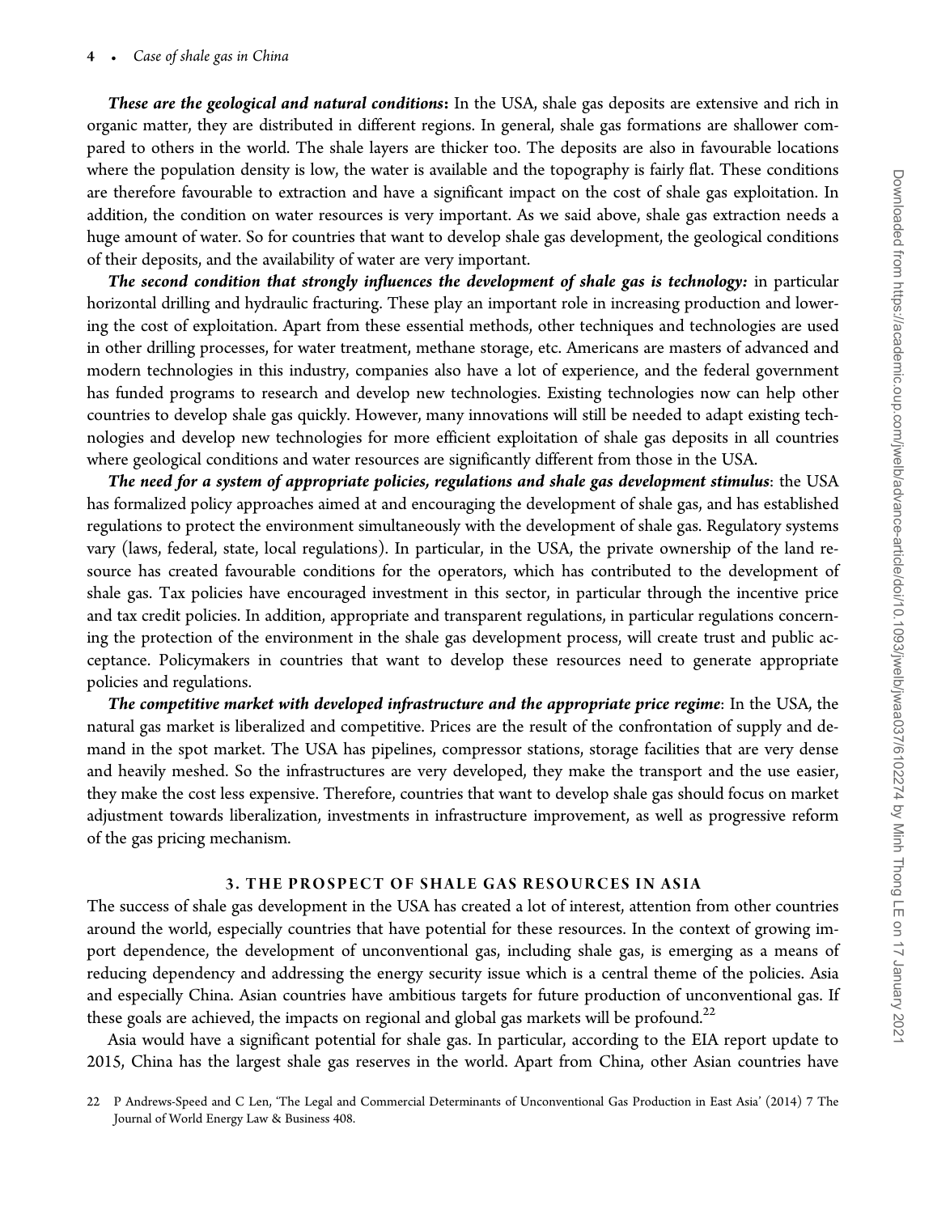***These are the geological and natural conditions*:** In the USA, shale gas deposits are extensive and rich in organic matter, they are distributed in different regions. In general, shale gas formations are shallower compared to others in the world. The shale layers are thicker too. The deposits are also in favourable locations where the population density is low, the water is available and the topography is fairly flat. These conditions are therefore favourable to extraction and have a significant impact on the cost of shale gas exploitation. In addition, the condition on water resources is very important. As we said above, shale gas extraction needs a huge amount of water. So for countries that want to develop shale gas development, the geological conditions of their deposits, and the availability of water are very important.

***The second condition that strongly influences the development of shale gas is technology:*** in particular horizontal drilling and hydraulic fracturing. These play an important role in increasing production and lowering the cost of exploitation. Apart from these essential methods, other techniques and technologies are used in other drilling processes, for water treatment, methane storage, etc. Americans are masters of advanced and modern technologies in this industry, companies also have a lot of experience, and the federal government has funded programs to research and develop new technologies. Existing technologies now can help other countries to develop shale gas quickly. However, many innovations will still be needed to adapt existing technologies and develop new technologies for more efficient exploitation of shale gas deposits in all countries where geological conditions and water resources are significantly different from those in the USA.

***The need for a system of appropriate policies, regulations and shale gas development stimulus***: the USA has formalized policy approaches aimed at and encouraging the development of shale gas, and has established regulations to protect the environment simultaneously with the development of shale gas. Regulatory systems vary (laws, federal, state, local regulations). In particular, in the USA, the private ownership of the land resource has created favourable conditions for the operators, which has contributed to the development of shale gas. Tax policies have encouraged investment in this sector, in particular through the incentive price and tax credit policies. In addition, appropriate and transparent regulations, in particular regulations concerning the protection of the environment in the shale gas development process, will create trust and public acceptance. Policymakers in countries that want to develop these resources need to generate appropriate policies and regulations.

***The competitive market with developed infrastructure and the appropriate price regime***: In the USA, the natural gas market is liberalized and competitive. Prices are the result of the confrontation of supply and demand in the spot market. The USA has pipelines, compressor stations, storage facilities that are very dense and heavily meshed. So the infrastructures are very developed, they make the transport and the use easier, they make the cost less expensive. Therefore, countries that want to develop shale gas should focus on market adjustment towards liberalization, investments in infrastructure improvement, as well as progressive reform of the gas pricing mechanism.

## 3. THE PROSPECT OF SHALE GAS RESOURCES IN ASIA

The success of shale gas development in the USA has created a lot of interest, attention from other countries around the world, especially countries that have potential for these resources. In the context of growing import dependence, the development of unconventional gas, including shale gas, is emerging as a means of reducing dependency and addressing the energy security issue which is a central theme of the policies. Asia and especially China. Asian countries have ambitious targets for future production of unconventional gas. If these goals are achieved, the impacts on regional and global gas markets will be profound.[22]

Asia would have a significant potential for shale gas. In particular, according to the EIA report update to 2015, China has the largest shale gas reserves in the world. Apart from China, other Asian countries have

22 P Andrews-Speed and C Len, 'The Legal and Commercial Determinants of Unconventional Gas Production in East Asia' (2014) 7 The Journal of World Energy Law & Business 408.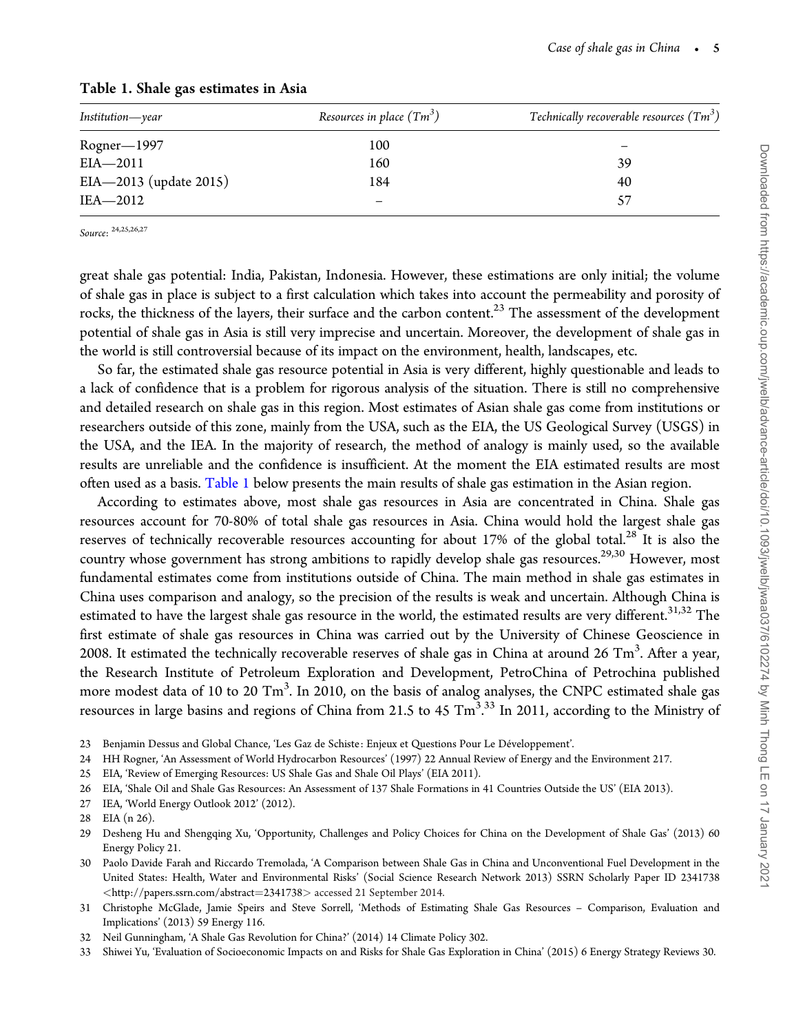**Table 1. Shale gas estimates in Asia**

| *Institution—year* | *Resources in place ($Tm^3$)* | *Technically recoverable resources ($Tm^3$)* |
|---|---|---|
| Rogner—1997 | 100 | – |
| EIA—2011 | 160 | 39 |
| EIA—2013 (update 2015) | 184 | 40 |
| IEA—2012 | – | 57 |

*Source*: [24,25,26,27]

great shale gas potential: India, Pakistan, Indonesia. However, these estimations are only initial; the volume of shale gas in place is subject to a first calculation which takes into account the permeability and porosity of rocks, the thickness of the layers, their surface and the carbon content.[23] The assessment of the development potential of shale gas in Asia is still very imprecise and uncertain. Moreover, the development of shale gas in the world is still controversial because of its impact on the environment, health, landscapes, etc.

So far, the estimated shale gas resource potential in Asia is very different, highly questionable and leads to a lack of confidence that is a problem for rigorous analysis of the situation. There is still no comprehensive and detailed research on shale gas in this region. Most estimates of Asian shale gas come from institutions or researchers outside of this zone, mainly from the USA, such as the EIA, the US Geological Survey (USGS) in the USA, and the IEA. In the majority of research, the method of analogy is mainly used, so the available results are unreliable and the confidence is insufficient. At the moment the EIA estimated results are most often used as a basis. Table 1 below presents the main results of shale gas estimation in the Asian region.

According to estimates above, most shale gas resources in Asia are concentrated in China. Shale gas resources account for 70-80% of total shale gas resources in Asia. China would hold the largest shale gas reserves of technically recoverable resources accounting for about 17% of the global total.[28] It is also the country whose government has strong ambitions to rapidly develop shale gas resources.[29,30] However, most fundamental estimates come from institutions outside of China. The main method in shale gas estimates in China uses comparison and analogy, so the precision of the results is weak and uncertain. Although China is estimated to have the largest shale gas resource in the world, the estimated results are very different.[31,32] The first estimate of shale gas resources in China was carried out by the University of Chinese Geoscience in 2008. It estimated the technically recoverable reserves of shale gas in China at around 26 $Tm^3$. After a year, the Research Institute of Petroleum Exploration and Development, PetroChina of Petrochina published more modest data of 10 to 20 $Tm^3$. In 2010, on the basis of analog analyses, the CNPC estimated shale gas resources in large basins and regions of China from 21.5 to 45 $Tm^3$.[33] In 2011, according to the Ministry of

23 Benjamin Dessus and Global Chance, 'Les Gaz de Schiste : Enjeux et Questions Pour Le Développement'.

24 HH Rogner, 'An Assessment of World Hydrocarbon Resources' (1997) 22 Annual Review of Energy and the Environment 217.

25 EIA, 'Review of Emerging Resources: US Shale Gas and Shale Oil Plays' (EIA 2011).

26 EIA, 'Shale Oil and Shale Gas Resources: An Assessment of 137 Shale Formations in 41 Countries Outside the US' (EIA 2013).

27 IEA, 'World Energy Outlook 2012' (2012).

28 EIA (n 26).

29 Desheng Hu and Shengqing Xu, 'Opportunity, Challenges and Policy Choices for China on the Development of Shale Gas' (2013) 60 Energy Policy 21.

30 Paolo Davide Farah and Riccardo Tremolada, 'A Comparison between Shale Gas in China and Unconventional Fuel Development in the United States: Health, Water and Environmental Risks' (Social Science Research Network 2013) SSRN Scholarly Paper ID 2341738 <http://papers.ssrn.com/abstract=2341738> accessed 21 September 2014.

31 Christophe McGlade, Jamie Speirs and Steve Sorrell, 'Methods of Estimating Shale Gas Resources – Comparison, Evaluation and Implications' (2013) 59 Energy 116.

32 Neil Gunningham, 'A Shale Gas Revolution for China?' (2014) 14 Climate Policy 302.

33 Shiwei Yu, 'Evaluation of Socioeconomic Impacts on and Risks for Shale Gas Exploration in China' (2015) 6 Energy Strategy Reviews 30.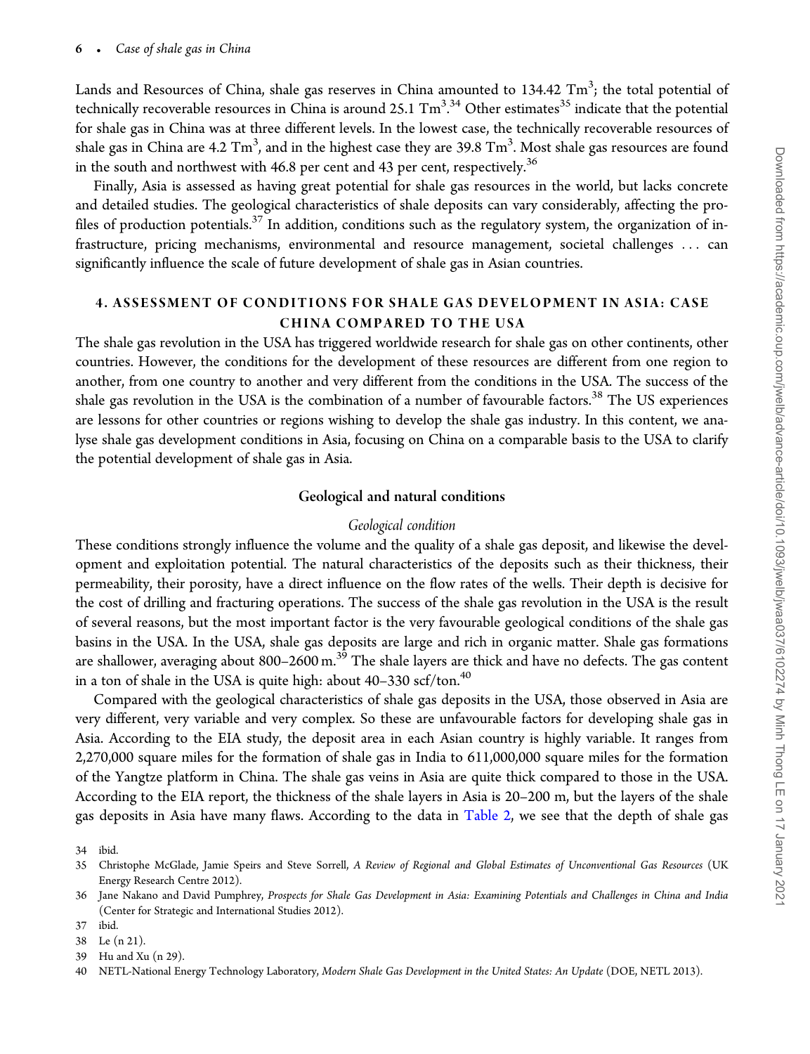Lands and Resources of China, shale gas reserves in China amounted to 134.42 $Tm^3$; the total potential of technically recoverable resources in China is around 25.1 $Tm^3$.[34] Other estimates[35] indicate that the potential for shale gas in China was at three different levels. In the lowest case, the technically recoverable resources of shale gas in China are 4.2 $Tm^3$, and in the highest case they are 39.8 $Tm^3$. Most shale gas resources are found in the south and northwest with 46.8 per cent and 43 per cent, respectively.[36]

Finally, Asia is assessed as having great potential for shale gas resources in the world, but lacks concrete and detailed studies. The geological characteristics of shale deposits can vary considerably, affecting the profiles of production potentials.[37] In addition, conditions such as the regulatory system, the organization of infrastructure, pricing mechanisms, environmental and resource management, societal challenges . . . can significantly influence the scale of future development of shale gas in Asian countries.

## 4. ASSESSMENT OF CONDITIONS FOR SHALE GAS DEVELOPMENT IN ASIA: CASE CHINA COMPARED TO THE USA

The shale gas revolution in the USA has triggered worldwide research for shale gas on other continents, other countries. However, the conditions for the development of these resources are different from one region to another, from one country to another and very different from the conditions in the USA. The success of the shale gas revolution in the USA is the combination of a number of favourable factors.[38] The US experiences are lessons for other countries or regions wishing to develop the shale gas industry. In this content, we analyse shale gas development conditions in Asia, focusing on China on a comparable basis to the USA to clarify the potential development of shale gas in Asia.

### Geological and natural conditions

#### *Geological condition*

These conditions strongly influence the volume and the quality of a shale gas deposit, and likewise the development and exploitation potential. The natural characteristics of the deposits such as their thickness, their permeability, their porosity, have a direct influence on the flow rates of the wells. Their depth is decisive for the cost of drilling and fracturing operations. The success of the shale gas revolution in the USA is the result of several reasons, but the most important factor is the very favourable geological conditions of the shale gas basins in the USA. In the USA, shale gas deposits are large and rich in organic matter. Shale gas formations are shallower, averaging about 800–2600 m.[39] The shale layers are thick and have no defects. The gas content in a ton of shale in the USA is quite high: about 40–330 scf/ton.[40]

Compared with the geological characteristics of shale gas deposits in the USA, those observed in Asia are very different, very variable and very complex. So these are unfavourable factors for developing shale gas in Asia. According to the EIA study, the deposit area in each Asian country is highly variable. It ranges from 2,270,000 square miles for the formation of shale gas in India to 611,000,000 square miles for the formation of the Yangtze platform in China. The shale gas veins in Asia are quite thick compared to those in the USA. According to the EIA report, the thickness of the shale layers in Asia is 20–200 m, but the layers of the shale gas deposits in Asia have many flaws. According to the data in Table 2, we see that the depth of shale gas

34 ibid.

35 Christophe McGlade, Jamie Speirs and Steve Sorrell, *A Review of Regional and Global Estimates of Unconventional Gas Resources* (UK Energy Research Centre 2012).

36 Jane Nakano and David Pumphrey, *Prospects for Shale Gas Development in Asia: Examining Potentials and Challenges in China and India* (Center for Strategic and International Studies 2012).

37 ibid.

38 Le (n 21).

39 Hu and Xu (n 29).

40 NETL-National Energy Technology Laboratory, *Modern Shale Gas Development in the United States: An Update* (DOE, NETL 2013).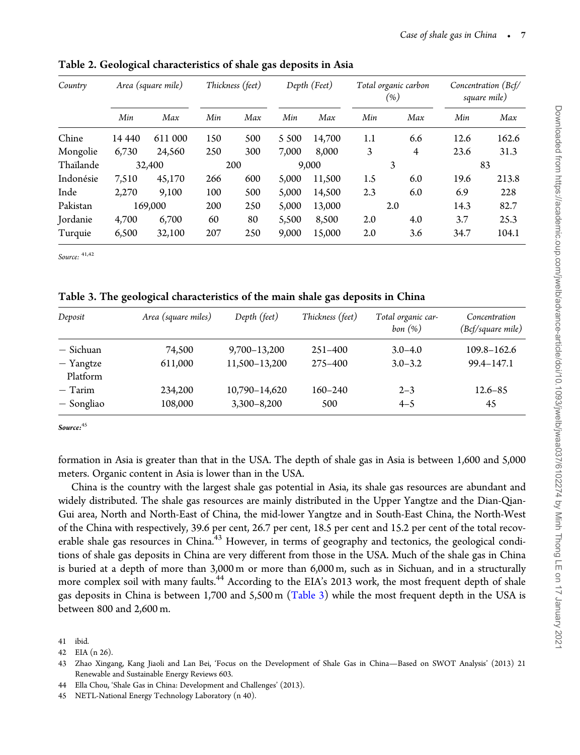**Table 2. Geological characteristics of shale gas deposits in Asia**

| *Country* | *Area (square mile)* | | *Thickness (feet)* | | *Depth (Feet)* | | *Total organic carbon (%)* | | *Concentration (Bcf/square mile)* | |
|---|---|---|---|---|---|---|---|---|---|---|
| | *Min* | *Max* | *Min* | *Max* | *Min* | *Max* | *Min* | *Max* | *Min* | *Max* |
| Chine | 14 440 | 611 000 | 150 | 500 | 5 500 | 14,700 | 1.1 | 6.6 | 12.6 | 162.6 |
| Mongolie | 6,730 | 24,560 | 250 | 300 | 7,000 | 8,000 | 3 | 4 | 23.6 | 31.3 |
| Thaïlande | 32,400 | | 200 | | 9,000 | | 3 | | 83 | |
| Indonésie | 7,510 | 45,170 | 266 | 600 | 5,000 | 11,500 | 1.5 | 6.0 | 19.6 | 213.8 |
| Inde | 2,270 | 9,100 | 100 | 500 | 5,000 | 14,500 | 2.3 | 6.0 | 6.9 | 228 |
| Pakistan | 169,000 | | 200 | 250 | 5,000 | 13,000 | 2.0 | | 14.3 | 82.7 |
| Jordanie | 4,700 | 6,700 | 60 | 80 | 5,500 | 8,500 | 2.0 | 4.0 | 3.7 | 25.3 |
| Turquie | 6,500 | 32,100 | 207 | 250 | 9,000 | 15,000 | 2.0 | 3.6 | 34.7 | 104.1 |

*Source:* [41,42]

**Table 3. The geological characteristics of the main shale gas deposits in China**

| *Deposit* | *Area (square miles)* | *Depth (feet)* | *Thickness (feet)* | *Total organic carbon (%)* | *Concentration (Bcf/square mile)* |
|---|---|---|---|---|---|
| − Sichuan | 74,500 | 9,700–13,200 | 251–400 | 3.0–4.0 | 109.8–162.6 |
| − Yangtze Platform | 611,000 | 11,500–13,200 | 275–400 | 3.0–3.2 | 99.4–147.1 |
| − Tarim | 234,200 | 10,790–14,620 | 160–240 | 2–3 | 12.6–85 |
| − Songliao | 108,000 | 3,300–8,200 | 500 | 4–5 | 45 |

***Source:*** [45]

formation in Asia is greater than that in the USA. The depth of shale gas in Asia is between 1,600 and 5,000 meters. Organic content in Asia is lower than in the USA.

China is the country with the largest shale gas potential in Asia, its shale gas resources are abundant and widely distributed. The shale gas resources are mainly distributed in the Upper Yangtze and the Dian-Qian-Gui area, North and North-East of China, the mid-lower Yangtze and in South-East China, the North-West of the China with respectively, 39.6 per cent, 26.7 per cent, 18.5 per cent and 15.2 per cent of the total recoverable shale gas resources in China.[43] However, in terms of geography and tectonics, the geological conditions of shale gas deposits in China are very different from those in the USA. Much of the shale gas in China is buried at a depth of more than 3,000 m or more than 6,000 m, such as in Sichuan, and in a structurally more complex soil with many faults.[44] According to the EIA's 2013 work, the most frequent depth of shale gas deposits in China is between 1,700 and 5,500 m (Table 3) while the most frequent depth in the USA is between 800 and 2,600 m.

41 ibid.

42 EIA (n 26).

43 Zhao Xingang, Kang Jiaoli and Lan Bei, 'Focus on the Development of Shale Gas in China—Based on SWOT Analysis' (2013) 21 Renewable and Sustainable Energy Reviews 603.

44 Ella Chou, 'Shale Gas in China: Development and Challenges' (2013).

45 NETL-National Energy Technology Laboratory (n 40).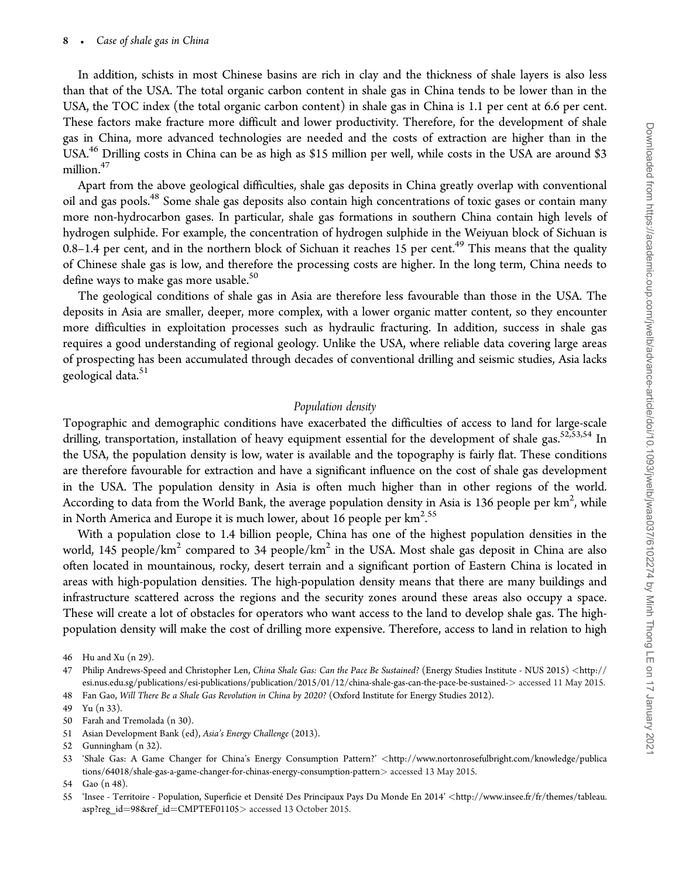In addition, schists in most Chinese basins are rich in clay and the thickness of shale layers is also less than that of the USA. The total organic carbon content in shale gas in China tends to be lower than in the USA, the TOC index (the total organic carbon content) in shale gas in China is 1.1 per cent at 6.6 per cent. These factors make fracture more difficult and lower productivity. Therefore, for the development of shale gas in China, more advanced technologies are needed and the costs of extraction are higher than in the USA.[46] Drilling costs in China can be as high as $15 million per well, while costs in the USA are around $3 million.[47]

Apart from the above geological difficulties, shale gas deposits in China greatly overlap with conventional oil and gas pools.[48] Some shale gas deposits also contain high concentrations of toxic gases or contain many more non-hydrocarbon gases. In particular, shale gas formations in southern China contain high levels of hydrogen sulphide. For example, the concentration of hydrogen sulphide in the Weiyuan block of Sichuan is 0.8–1.4 per cent, and in the northern block of Sichuan it reaches 15 per cent.[49] This means that the quality of Chinese shale gas is low, and therefore the processing costs are higher. In the long term, China needs to define ways to make gas more usable.[50]

The geological conditions of shale gas in Asia are therefore less favourable than those in the USA. The deposits in Asia are smaller, deeper, more complex, with a lower organic matter content, so they encounter more difficulties in exploitation processes such as hydraulic fracturing. In addition, success in shale gas requires a good understanding of regional geology. Unlike the USA, where reliable data covering large areas of prospecting has been accumulated through decades of conventional drilling and seismic studies, Asia lacks geological data.[51]

### *Population density*

Topographic and demographic conditions have exacerbated the difficulties of access to land for large-scale drilling, transportation, installation of heavy equipment essential for the development of shale gas.[52,53,54] In the USA, the population density is low, water is available and the topography is fairly flat. These conditions are therefore favourable for extraction and have a significant influence on the cost of shale gas development in the USA. The population density in Asia is often much higher than in other regions of the world. According to data from the World Bank, the average population density in Asia is 136 people per km$^2$, while in North America and Europe it is much lower, about 16 people per km$^2$.[55]

With a population close to 1.4 billion people, China has one of the highest population densities in the world, 145 people/km$^2$ compared to 34 people/km$^2$ in the USA. Most shale gas deposit in China are also often located in mountainous, rocky, desert terrain and a significant portion of Eastern China is located in areas with high-population densities. The high-population density means that there are many buildings and infrastructure scattered across the regions and the security zones around these areas also occupy a space. These will create a lot of obstacles for operators who want access to the land to develop shale gas. The high-population density will make the cost of drilling more expensive. Therefore, access to land in relation to high

46 Hu and Xu (n 29).

47 Philip Andrews-Speed and Christopher Len, *China Shale Gas: Can the Pace Be Sustained?* (Energy Studies Institute - NUS 2015) <http://esi.nus.edu.sg/publications/esi-publications/publication/2015/01/12/china-shale-gas-can-the-pace-be-sustained-> accessed 11 May 2015.

48 Fan Gao, *Will There Be a Shale Gas Revolution in China by 2020?* (Oxford Institute for Energy Studies 2012).

49 Yu (n 33).

50 Farah and Tremolada (n 30).

51 Asian Development Bank (ed), *Asia's Energy Challenge* (2013).

52 Gunningham (n 32).

53 'Shale Gas: A Game Changer for China's Energy Consumption Pattern?' <http://www.nortonrosefulbright.com/knowledge/publications/64018/shale-gas-a-game-changer-for-chinas-energy-consumption-pattern> accessed 13 May 2015.

54 Gao (n 48).

55 'Insee - Territoire - Population, Superficie et Densité Des Principaux Pays Du Monde En 2014' <http://www.insee.fr/fr/themes/tableau.asp?reg_id=98&ref_id=CMPTEF01105> accessed 13 October 2015.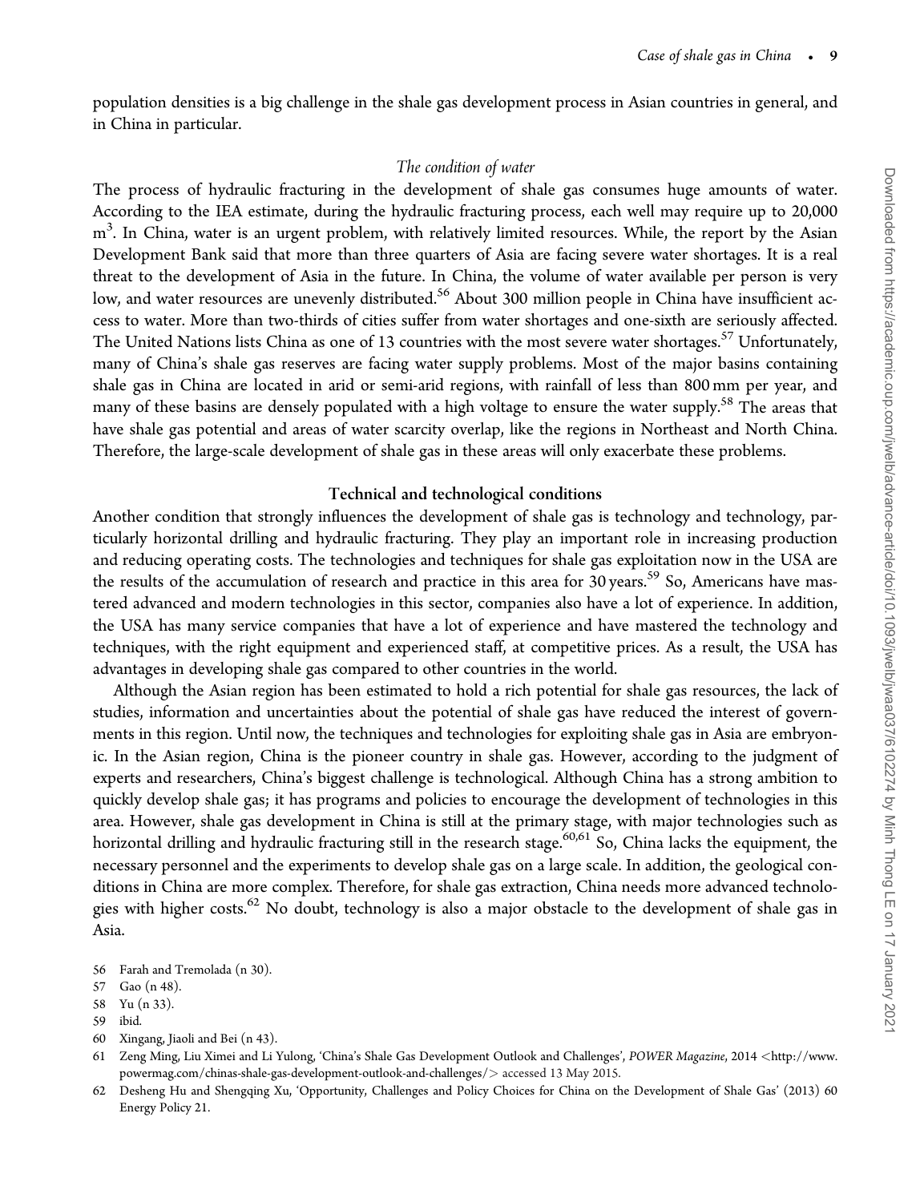population densities is a big challenge in the shale gas development process in Asian countries in general, and in China in particular.

*The condition of water*

The process of hydraulic fracturing in the development of shale gas consumes huge amounts of water. According to the IEA estimate, during the hydraulic fracturing process, each well may require up to 20,000 $m^3$. In China, water is an urgent problem, with relatively limited resources. While, the report by the Asian Development Bank said that more than three quarters of Asia are facing severe water shortages. It is a real threat to the development of Asia in the future. In China, the volume of water available per person is very low, and water resources are unevenly distributed.[56] About 300 million people in China have insufficient access to water. More than two-thirds of cities suffer from water shortages and one-sixth are seriously affected. The United Nations lists China as one of 13 countries with the most severe water shortages.[57] Unfortunately, many of China's shale gas reserves are facing water supply problems. Most of the major basins containing shale gas in China are located in arid or semi-arid regions, with rainfall of less than 800 mm per year, and many of these basins are densely populated with a high voltage to ensure the water supply.[58] The areas that have shale gas potential and areas of water scarcity overlap, like the regions in Northeast and North China. Therefore, the large-scale development of shale gas in these areas will only exacerbate these problems.

## Technical and technological conditions

Another condition that strongly influences the development of shale gas is technology and technology, particularly horizontal drilling and hydraulic fracturing. They play an important role in increasing production and reducing operating costs. The technologies and techniques for shale gas exploitation now in the USA are the results of the accumulation of research and practice in this area for 30 years.[59] So, Americans have mastered advanced and modern technologies in this sector, companies also have a lot of experience. In addition, the USA has many service companies that have a lot of experience and have mastered the technology and techniques, with the right equipment and experienced staff, at competitive prices. As a result, the USA has advantages in developing shale gas compared to other countries in the world.

Although the Asian region has been estimated to hold a rich potential for shale gas resources, the lack of studies, information and uncertainties about the potential of shale gas have reduced the interest of governments in this region. Until now, the techniques and technologies for exploiting shale gas in Asia are embryonic. In the Asian region, China is the pioneer country in shale gas. However, according to the judgment of experts and researchers, China's biggest challenge is technological. Although China has a strong ambition to quickly develop shale gas; it has programs and policies to encourage the development of technologies in this area. However, shale gas development in China is still at the primary stage, with major technologies such as horizontal drilling and hydraulic fracturing still in the research stage.[60,61] So, China lacks the equipment, the necessary personnel and the experiments to develop shale gas on a large scale. In addition, the geological conditions in China are more complex. Therefore, for shale gas extraction, China needs more advanced technologies with higher costs.[62] No doubt, technology is also a major obstacle to the development of shale gas in Asia.

56 Farah and Tremolada (n 30).

57 Gao (n 48).

58 Yu (n 33).

59 ibid.

60 Xingang, Jiaoli and Bei (n 43).

61 Zeng Ming, Liu Ximei and Li Yulong, 'China's Shale Gas Development Outlook and Challenges', *POWER Magazine*, 2014 <http://www.powermag.com/chinas-shale-gas-development-outlook-and-challenges/> accessed 13 May 2015.

62 Desheng Hu and Shengqing Xu, 'Opportunity, Challenges and Policy Choices for China on the Development of Shale Gas' (2013) 60 Energy Policy 21.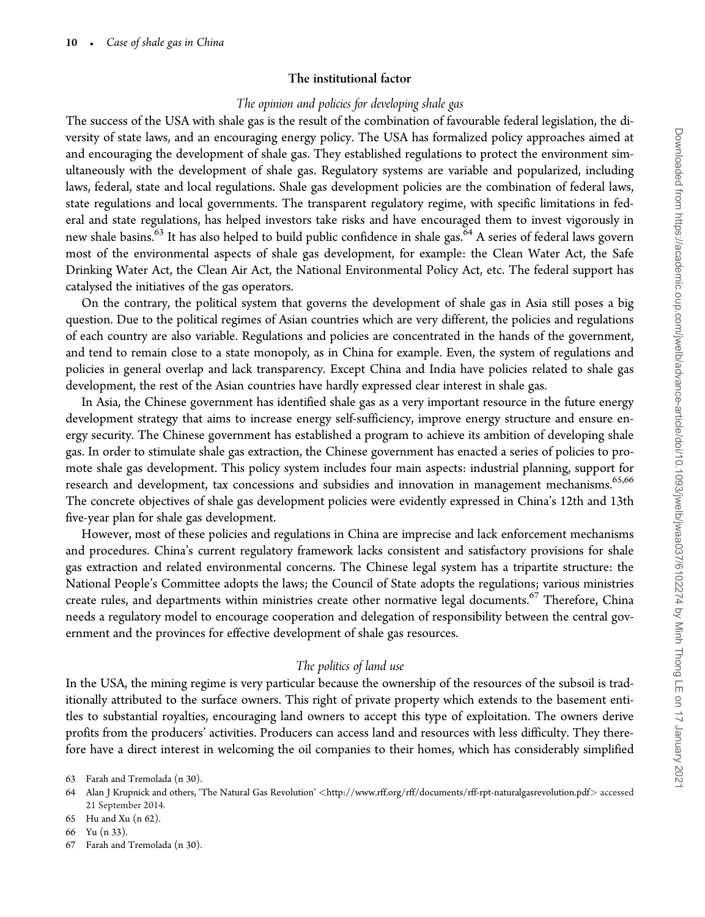## The institutional factor

### *The opinion and policies for developing shale gas*

The success of the USA with shale gas is the result of the combination of favourable federal legislation, the diversity of state laws, and an encouraging energy policy. The USA has formalized policy approaches aimed at and encouraging the development of shale gas. They established regulations to protect the environment simultaneously with the development of shale gas. Regulatory systems are variable and popularized, including laws, federal, state and local regulations. Shale gas development policies are the combination of federal laws, state regulations and local governments. The transparent regulatory regime, with specific limitations in federal and state regulations, has helped investors take risks and have encouraged them to invest vigorously in new shale basins.[63] It has also helped to build public confidence in shale gas.[64] A series of federal laws govern most of the environmental aspects of shale gas development, for example: the Clean Water Act, the Safe Drinking Water Act, the Clean Air Act, the National Environmental Policy Act, etc. The federal support has catalysed the initiatives of the gas operators.

On the contrary, the political system that governs the development of shale gas in Asia still poses a big question. Due to the political regimes of Asian countries which are very different, the policies and regulations of each country are also variable. Regulations and policies are concentrated in the hands of the government, and tend to remain close to a state monopoly, as in China for example. Even, the system of regulations and policies in general overlap and lack transparency. Except China and India have policies related to shale gas development, the rest of the Asian countries have hardly expressed clear interest in shale gas.

In Asia, the Chinese government has identified shale gas as a very important resource in the future energy development strategy that aims to increase energy self-sufficiency, improve energy structure and ensure energy security. The Chinese government has established a program to achieve its ambition of developing shale gas. In order to stimulate shale gas extraction, the Chinese government has enacted a series of policies to promote shale gas development. This policy system includes four main aspects: industrial planning, support for research and development, tax concessions and subsidies and innovation in management mechanisms.[65,66] The concrete objectives of shale gas development policies were evidently expressed in China's 12th and 13th five-year plan for shale gas development.

However, most of these policies and regulations in China are imprecise and lack enforcement mechanisms and procedures. China's current regulatory framework lacks consistent and satisfactory provisions for shale gas extraction and related environmental concerns. The Chinese legal system has a tripartite structure: the National People's Committee adopts the laws; the Council of State adopts the regulations; various ministries create rules, and departments within ministries create other normative legal documents.[67] Therefore, China needs a regulatory model to encourage cooperation and delegation of responsibility between the central government and the provinces for effective development of shale gas resources.

### *The politics of land use*

In the USA, the mining regime is very particular because the ownership of the resources of the subsoil is traditionally attributed to the surface owners. This right of private property which extends to the basement entitles to substantial royalties, encouraging land owners to accept this type of exploitation. The owners derive profits from the producers' activities. Producers can access land and resources with less difficulty. They therefore have a direct interest in welcoming the oil companies to their homes, which has considerably simplified

63 Farah and Tremolada (n 30).

64 Alan J Krupnick and others, 'The Natural Gas Revolution' <http://www.rff.org/rff/documents/rff-rpt-naturalgasrevolution.pdf> accessed 21 September 2014.

65 Hu and Xu (n 62).

66 Yu (n 33).

67 Farah and Tremolada (n 30).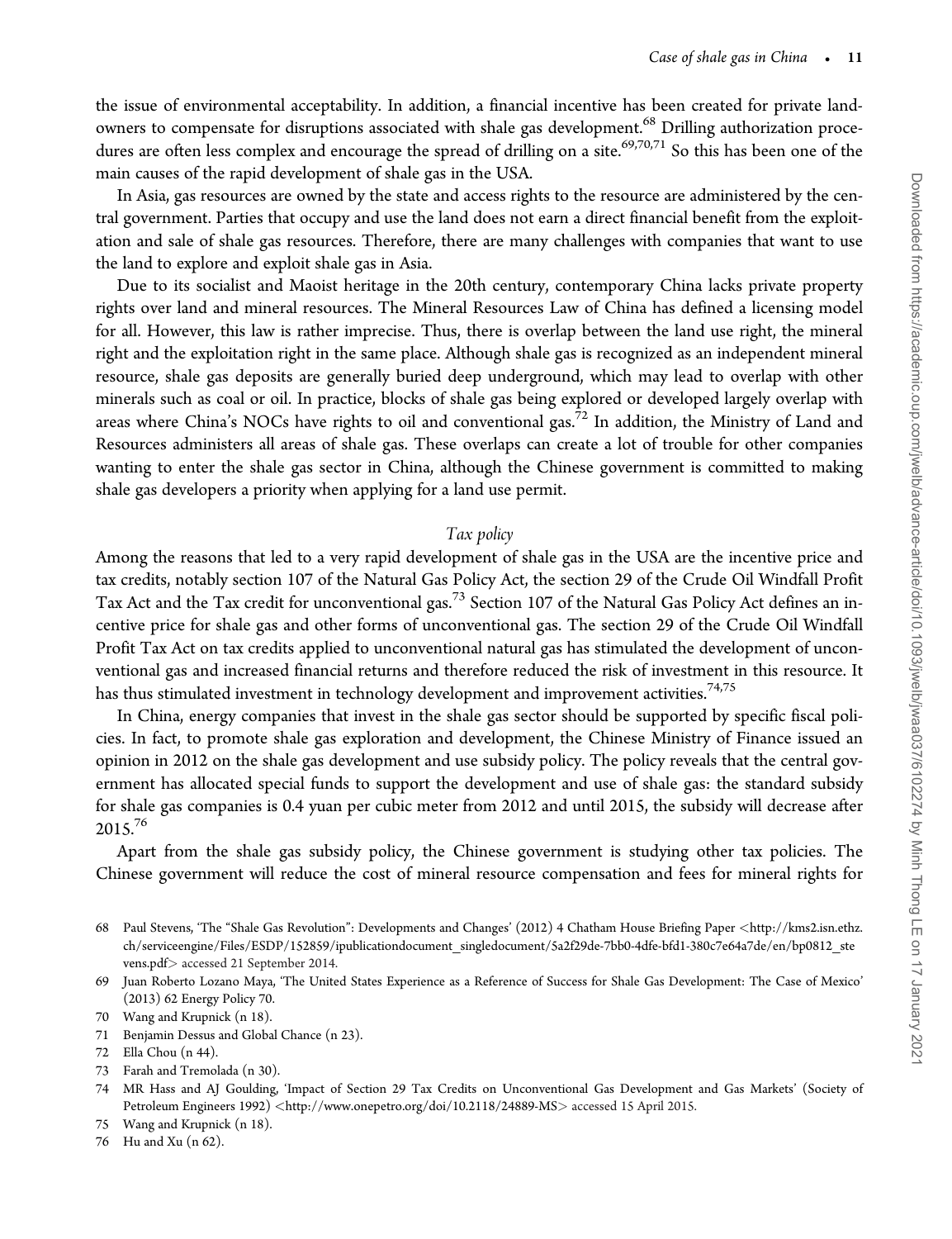the issue of environmental acceptability. In addition, a financial incentive has been created for private landowners to compensate for disruptions associated with shale gas development.[68] Drilling authorization procedures are often less complex and encourage the spread of drilling on a site.[69,70,71] So this has been one of the main causes of the rapid development of shale gas in the USA.

In Asia, gas resources are owned by the state and access rights to the resource are administered by the central government. Parties that occupy and use the land does not earn a direct financial benefit from the exploitation and sale of shale gas resources. Therefore, there are many challenges with companies that want to use the land to explore and exploit shale gas in Asia.

Due to its socialist and Maoist heritage in the 20th century, contemporary China lacks private property rights over land and mineral resources. The Mineral Resources Law of China has defined a licensing model for all. However, this law is rather imprecise. Thus, there is overlap between the land use right, the mineral right and the exploitation right in the same place. Although shale gas is recognized as an independent mineral resource, shale gas deposits are generally buried deep underground, which may lead to overlap with other minerals such as coal or oil. In practice, blocks of shale gas being explored or developed largely overlap with areas where China's NOCs have rights to oil and conventional gas.[72] In addition, the Ministry of Land and Resources administers all areas of shale gas. These overlaps can create a lot of trouble for other companies wanting to enter the shale gas sector in China, although the Chinese government is committed to making shale gas developers a priority when applying for a land use permit.

### *Tax policy*

Among the reasons that led to a very rapid development of shale gas in the USA are the incentive price and tax credits, notably section 107 of the Natural Gas Policy Act, the section 29 of the Crude Oil Windfall Profit Tax Act and the Tax credit for unconventional gas.[73] Section 107 of the Natural Gas Policy Act defines an incentive price for shale gas and other forms of unconventional gas. The section 29 of the Crude Oil Windfall Profit Tax Act on tax credits applied to unconventional natural gas has stimulated the development of unconventional gas and increased financial returns and therefore reduced the risk of investment in this resource. It has thus stimulated investment in technology development and improvement activities.[74,75]

In China, energy companies that invest in the shale gas sector should be supported by specific fiscal policies. In fact, to promote shale gas exploration and development, the Chinese Ministry of Finance issued an opinion in 2012 on the shale gas development and use subsidy policy. The policy reveals that the central government has allocated special funds to support the development and use of shale gas: the standard subsidy for shale gas companies is 0.4 yuan per cubic meter from 2012 and until 2015, the subsidy will decrease after 2015.[76]

Apart from the shale gas subsidy policy, the Chinese government is studying other tax policies. The Chinese government will reduce the cost of mineral resource compensation and fees for mineral rights for

---

68 Paul Stevens, 'The "Shale Gas Revolution": Developments and Changes' (2012) 4 Chatham House Briefing Paper <http://kms2.isn.ethz.ch/serviceengine/Files/ESDP/152859/ipublicationdocument_singledocument/5a2f29de-7bb0-4dfe-bfd1-380c7e64a7de/en/bp0812_stevens.pdf> accessed 21 September 2014.

69 Juan Roberto Lozano Maya, 'The United States Experience as a Reference of Success for Shale Gas Development: The Case of Mexico' (2013) 62 Energy Policy 70.

70 Wang and Krupnick (n 18).

71 Benjamin Dessus and Global Chance (n 23).

72 Ella Chou (n 44).

73 Farah and Tremolada (n 30).

74 MR Hass and AJ Goulding, 'Impact of Section 29 Tax Credits on Unconventional Gas Development and Gas Markets' (Society of Petroleum Engineers 1992) <http://www.onepetro.org/doi/10.2118/24889-MS> accessed 15 April 2015.

75 Wang and Krupnick (n 18).

76 Hu and Xu (n 62).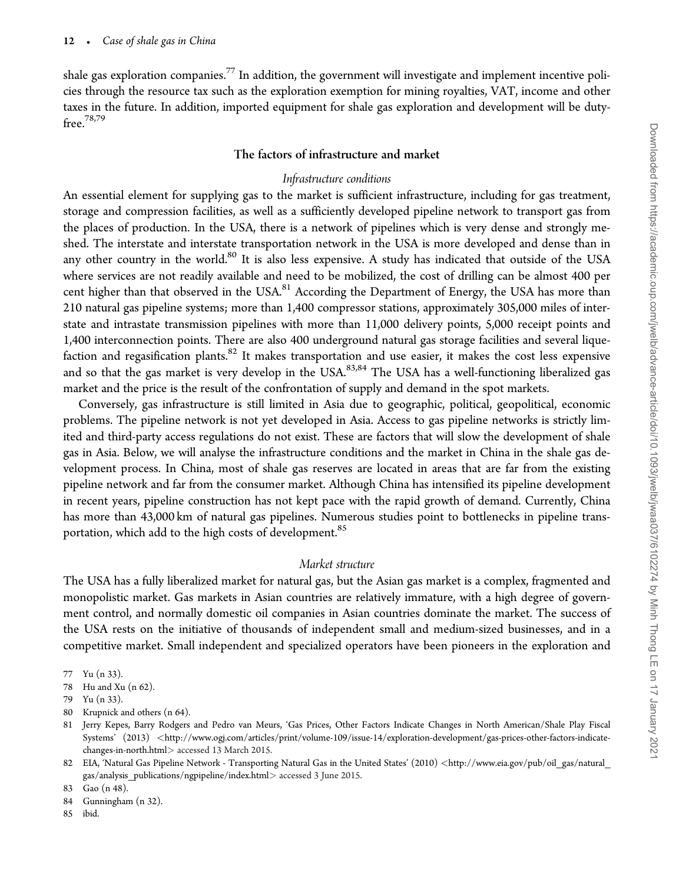shale gas exploration companies.[77] In addition, the government will investigate and implement incentive policies through the resource tax such as the exploration exemption for mining royalties, VAT, income and other taxes in the future. In addition, imported equipment for shale gas exploration and development will be duty-free.[78,79]

### The factors of infrastructure and market

#### *Infrastructure conditions*

An essential element for supplying gas to the market is sufficient infrastructure, including for gas treatment, storage and compression facilities, as well as a sufficiently developed pipeline network to transport gas from the places of production. In the USA, there is a network of pipelines which is very dense and strongly meshed. The interstate and interstate transportation network in the USA is more developed and dense than in any other country in the world.[80] It is also less expensive. A study has indicated that outside of the USA where services are not readily available and need to be mobilized, the cost of drilling can be almost 400 per cent higher than that observed in the USA.[81] According the Department of Energy, the USA has more than 210 natural gas pipeline systems; more than 1,400 compressor stations, approximately 305,000 miles of interstate and intrastate transmission pipelines with more than 11,000 delivery points, 5,000 receipt points and 1,400 interconnection points. There are also 400 underground natural gas storage facilities and several liquefaction and regasification plants.[82] It makes transportation and use easier, it makes the cost less expensive and so that the gas market is very develop in the USA.[83,84] The USA has a well-functioning liberalized gas market and the price is the result of the confrontation of supply and demand in the spot markets.

Conversely, gas infrastructure is still limited in Asia due to geographic, political, geopolitical, economic problems. The pipeline network is not yet developed in Asia. Access to gas pipeline networks is strictly limited and third-party access regulations do not exist. These are factors that will slow the development of shale gas in Asia. Below, we will analyse the infrastructure conditions and the market in China in the shale gas development process. In China, most of shale gas reserves are located in areas that are far from the existing pipeline network and far from the consumer market. Although China has intensified its pipeline development in recent years, pipeline construction has not kept pace with the rapid growth of demand. Currently, China has more than 43,000 km of natural gas pipelines. Numerous studies point to bottlenecks in pipeline transportation, which add to the high costs of development.[85]

#### *Market structure*

The USA has a fully liberalized market for natural gas, but the Asian gas market is a complex, fragmented and monopolistic market. Gas markets in Asian countries are relatively immature, with a high degree of government control, and normally domestic oil companies in Asian countries dominate the market. The success of the USA rests on the initiative of thousands of independent small and medium-sized businesses, and in a competitive market. Small independent and specialized operators have been pioneers in the exploration and

77 Yu (n 33).

78 Hu and Xu (n 62).

79 Yu (n 33).

80 Krupnick and others (n 64).

81 Jerry Kepes, Barry Rodgers and Pedro van Meurs, 'Gas Prices, Other Factors Indicate Changes in North American/Shale Play Fiscal Systems' (2013) <http://www.ogj.com/articles/print/volume-109/issue-14/exploration-development/gas-prices-other-factors-indicate-changes-in-north.html> accessed 13 March 2015.

82 EIA, 'Natural Gas Pipeline Network - Transporting Natural Gas in the United States' (2010) <http://www.eia.gov/pub/oil_gas/natural_gas/analysis_publications/ngpipeline/index.html> accessed 3 June 2015.

83 Gao (n 48).

84 Gunningham (n 32).

85 ibid.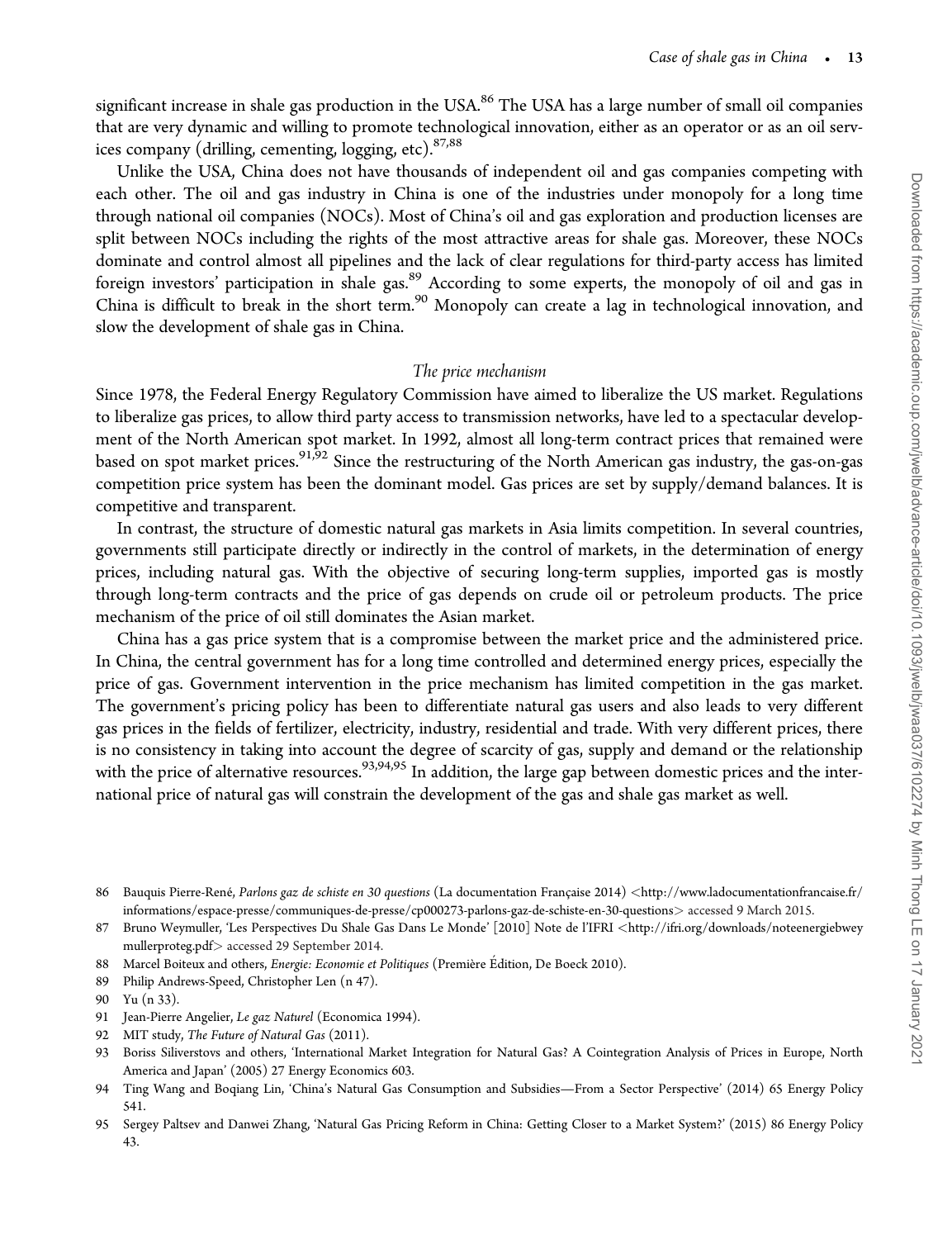significant increase in shale gas production in the USA.[86] The USA has a large number of small oil companies that are very dynamic and willing to promote technological innovation, either as an operator or as an oil services company (drilling, cementing, logging, etc).[87,88]

Unlike the USA, China does not have thousands of independent oil and gas companies competing with each other. The oil and gas industry in China is one of the industries under monopoly for a long time through national oil companies (NOCs). Most of China's oil and gas exploration and production licenses are split between NOCs including the rights of the most attractive areas for shale gas. Moreover, these NOCs dominate and control almost all pipelines and the lack of clear regulations for third-party access has limited foreign investors' participation in shale gas.[89] According to some experts, the monopoly of oil and gas in China is difficult to break in the short term.[90] Monopoly can create a lag in technological innovation, and slow the development of shale gas in China.

### *The price mechanism*

Since 1978, the Federal Energy Regulatory Commission have aimed to liberalize the US market. Regulations to liberalize gas prices, to allow third party access to transmission networks, have led to a spectacular development of the North American spot market. In 1992, almost all long-term contract prices that remained were based on spot market prices.[91,92] Since the restructuring of the North American gas industry, the gas-on-gas competition price system has been the dominant model. Gas prices are set by supply/demand balances. It is competitive and transparent.

In contrast, the structure of domestic natural gas markets in Asia limits competition. In several countries, governments still participate directly or indirectly in the control of markets, in the determination of energy prices, including natural gas. With the objective of securing long-term supplies, imported gas is mostly through long-term contracts and the price of gas depends on crude oil or petroleum products. The price mechanism of the price of oil still dominates the Asian market.

China has a gas price system that is a compromise between the market price and the administered price. In China, the central government has for a long time controlled and determined energy prices, especially the price of gas. Government intervention in the price mechanism has limited competition in the gas market. The government's pricing policy has been to differentiate natural gas users and also leads to very different gas prices in the fields of fertilizer, electricity, industry, residential and trade. With very different prices, there is no consistency in taking into account the degree of scarcity of gas, supply and demand or the relationship with the price of alternative resources.[93,94,95] In addition, the large gap between domestic prices and the international price of natural gas will constrain the development of the gas and shale gas market as well.

86 Bauquis Pierre-René, *Parlons gaz de schiste en 30 questions* (La documentation Française 2014) <http://www.ladocumentationfrancaise.fr/informations/espace-presse/communiques-de-presse/cp000273-parlons-gaz-de-schiste-en-30-questions> accessed 9 March 2015.

87 Bruno Weymuller, 'Les Perspectives Du Shale Gas Dans Le Monde' [2010] Note de l'IFRI <http://ifri.org/downloads/noteenergiebweymullerproteg.pdf> accessed 29 September 2014.

88 Marcel Boiteux and others, *Energie: Economie et Politiques* (Première Édition, De Boeck 2010).

89 Philip Andrews-Speed, Christopher Len (n 47).

90 Yu (n 33).

91 Jean-Pierre Angelier, *Le gaz Naturel* (Economica 1994).

92 MIT study, *The Future of Natural Gas* (2011).

93 Boriss Siliverstovs and others, 'International Market Integration for Natural Gas? A Cointegration Analysis of Prices in Europe, North America and Japan' (2005) 27 Energy Economics 603.

94 Ting Wang and Boqiang Lin, 'China's Natural Gas Consumption and Subsidies—From a Sector Perspective' (2014) 65 Energy Policy 541.

95 Sergey Paltsev and Danwei Zhang, 'Natural Gas Pricing Reform in China: Getting Closer to a Market System?' (2015) 86 Energy Policy 43.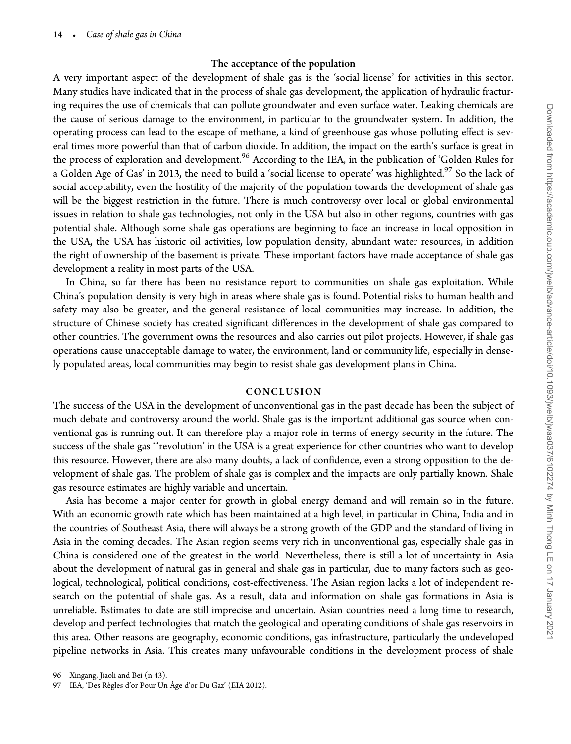### The acceptance of the population

A very important aspect of the development of shale gas is the 'social license' for activities in this sector. Many studies have indicated that in the process of shale gas development, the application of hydraulic fracturing requires the use of chemicals that can pollute groundwater and even surface water. Leaking chemicals are the cause of serious damage to the environment, in particular to the groundwater system. In addition, the operating process can lead to the escape of methane, a kind of greenhouse gas whose polluting effect is several times more powerful than that of carbon dioxide. In addition, the impact on the earth's surface is great in the process of exploration and development.[96] According to the IEA, in the publication of 'Golden Rules for a Golden Age of Gas' in 2013, the need to build a 'social license to operate' was highlighted.[97] So the lack of social acceptability, even the hostility of the majority of the population towards the development of shale gas will be the biggest restriction in the future. There is much controversy over local or global environmental issues in relation to shale gas technologies, not only in the USA but also in other regions, countries with gas potential shale. Although some shale gas operations are beginning to face an increase in local opposition in the USA, the USA has historic oil activities, low population density, abundant water resources, in addition the right of ownership of the basement is private. These important factors have made acceptance of shale gas development a reality in most parts of the USA.

In China, so far there has been no resistance report to communities on shale gas exploitation. While China's population density is very high in areas where shale gas is found. Potential risks to human health and safety may also be greater, and the general resistance of local communities may increase. In addition, the structure of Chinese society has created significant differences in the development of shale gas compared to other countries. The government owns the resources and also carries out pilot projects. However, if shale gas operations cause unacceptable damage to water, the environment, land or community life, especially in densely populated areas, local communities may begin to resist shale gas development plans in China.

## CONCLUSION

The success of the USA in the development of unconventional gas in the past decade has been the subject of much debate and controversy around the world. Shale gas is the important additional gas source when conventional gas is running out. It can therefore play a major role in terms of energy security in the future. The success of the shale gas '"revolution' in the USA is a great experience for other countries who want to develop this resource. However, there are also many doubts, a lack of confidence, even a strong opposition to the development of shale gas. The problem of shale gas is complex and the impacts are only partially known. Shale gas resource estimates are highly variable and uncertain.

Asia has become a major center for growth in global energy demand and will remain so in the future. With an economic growth rate which has been maintained at a high level, in particular in China, India and in the countries of Southeast Asia, there will always be a strong growth of the GDP and the standard of living in Asia in the coming decades. The Asian region seems very rich in unconventional gas, especially shale gas in China is considered one of the greatest in the world. Nevertheless, there is still a lot of uncertainty in Asia about the development of natural gas in general and shale gas in particular, due to many factors such as geological, technological, political conditions, cost-effectiveness. The Asian region lacks a lot of independent research on the potential of shale gas. As a result, data and information on shale gas formations in Asia is unreliable. Estimates to date are still imprecise and uncertain. Asian countries need a long time to research, develop and perfect technologies that match the geological and operating conditions of shale gas reservoirs in this area. Other reasons are geography, economic conditions, gas infrastructure, particularly the undeveloped pipeline networks in Asia. This creates many unfavourable conditions in the development process of shale

96 Xingang, Jiaoli and Bei (n 43).

97 IEA, 'Des Règles d'or Pour Un Âge d'or Du Gaz' (EIA 2012).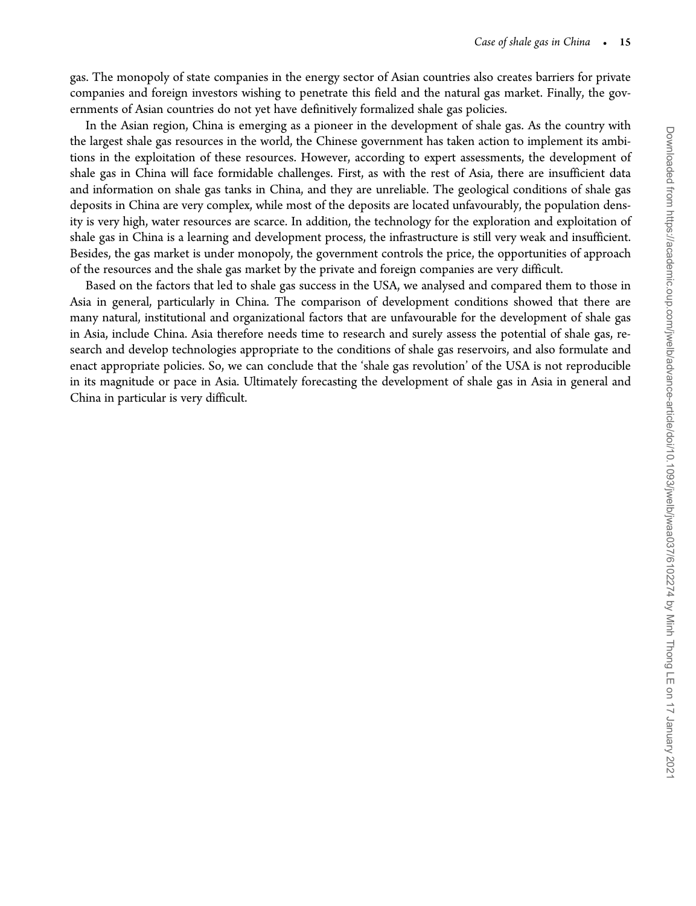gas. The monopoly of state companies in the energy sector of Asian countries also creates barriers for private companies and foreign investors wishing to penetrate this field and the natural gas market. Finally, the governments of Asian countries do not yet have definitively formalized shale gas policies.

In the Asian region, China is emerging as a pioneer in the development of shale gas. As the country with the largest shale gas resources in the world, the Chinese government has taken action to implement its ambitions in the exploitation of these resources. However, according to expert assessments, the development of shale gas in China will face formidable challenges. First, as with the rest of Asia, there are insufficient data and information on shale gas tanks in China, and they are unreliable. The geological conditions of shale gas deposits in China are very complex, while most of the deposits are located unfavourably, the population density is very high, water resources are scarce. In addition, the technology for the exploration and exploitation of shale gas in China is a learning and development process, the infrastructure is still very weak and insufficient. Besides, the gas market is under monopoly, the government controls the price, the opportunities of approach of the resources and the shale gas market by the private and foreign companies are very difficult.

Based on the factors that led to shale gas success in the USA, we analysed and compared them to those in Asia in general, particularly in China. The comparison of development conditions showed that there are many natural, institutional and organizational factors that are unfavourable for the development of shale gas in Asia, include China. Asia therefore needs time to research and surely assess the potential of shale gas, research and develop technologies appropriate to the conditions of shale gas reservoirs, and also formulate and enact appropriate policies. So, we can conclude that the 'shale gas revolution' of the USA is not reproducible in its magnitude or pace in Asia. Ultimately forecasting the development of shale gas in Asia in general and China in particular is very difficult.